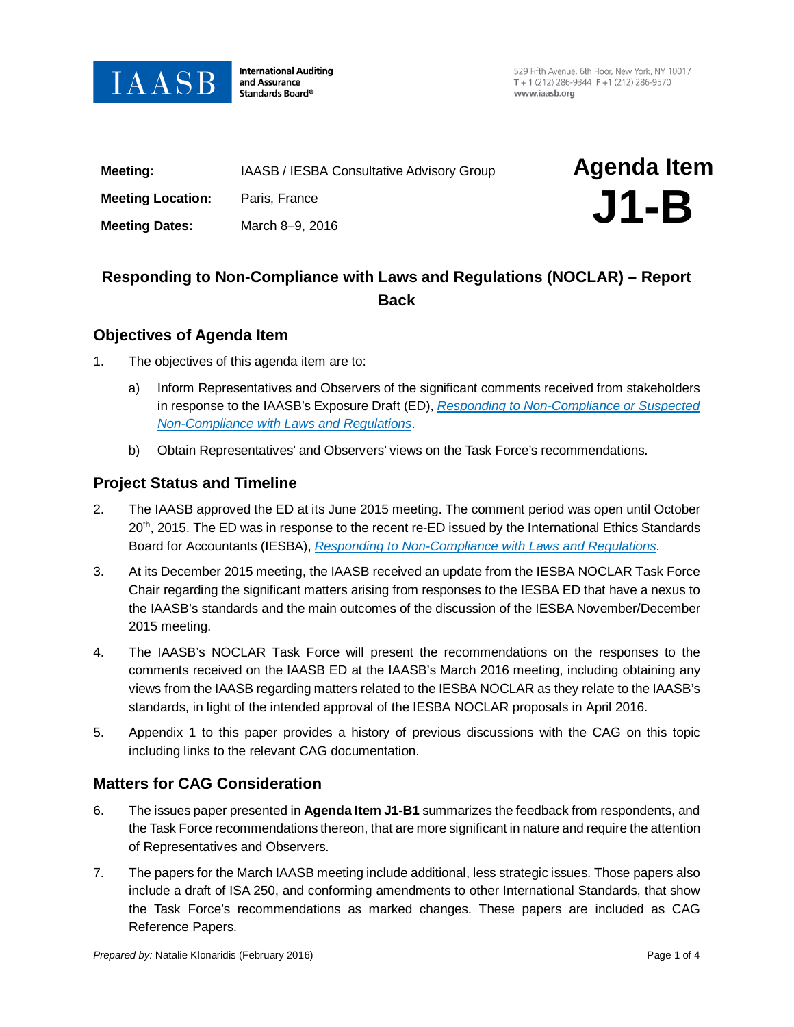**IAASB** International Auditing and Assurance Standards Board®

529 Fifth Avenue, 6th Floor, New York, NY 10017
T + 1 (212) 286-9344 F +1 (212) 286-9570
www.iaasb.org

| | |
|---|---|
| **Meeting:** | IAASB / IESBA Consultative Advisory Group |
| **Meeting Location:** | Paris, France |
| **Meeting Dates:** | March 8–9, 2016 |

**Agenda Item**
**J1-B**

# Responding to Non-Compliance with Laws and Regulations (NOCLAR) – Report Back

## Objectives of Agenda Item

1. The objectives of this agenda item are to:

    a) Inform Representatives and Observers of the significant comments received from stakeholders in response to the IAASB's Exposure Draft (ED), *Responding to Non-Compliance or Suspected Non-Compliance with Laws and Regulations*.

    b) Obtain Representatives' and Observers' views on the Task Force's recommendations.

## Project Status and Timeline

2. The IAASB approved the ED at its June 2015 meeting. The comment period was open until October 20th, 2015. The ED was in response to the recent re-ED issued by the International Ethics Standards Board for Accountants (IESBA), *Responding to Non-Compliance with Laws and Regulations*.

3. At its December 2015 meeting, the IAASB received an update from the IESBA NOCLAR Task Force Chair regarding the significant matters arising from responses to the IESBA ED that have a nexus to the IAASB's standards and the main outcomes of the discussion of the IESBA November/December 2015 meeting.

4. The IAASB's NOCLAR Task Force will present the recommendations on the responses to the comments received on the IAASB ED at the IAASB's March 2016 meeting, including obtaining any views from the IAASB regarding matters related to the IESBA NOCLAR as they relate to the IAASB's standards, in light of the intended approval of the IESBA NOCLAR proposals in April 2016.

5. Appendix 1 to this paper provides a history of previous discussions with the CAG on this topic including links to the relevant CAG documentation.

## Matters for CAG Consideration

6. The issues paper presented in **Agenda Item J1-B1** summarizes the feedback from respondents, and the Task Force recommendations thereon, that are more significant in nature and require the attention of Representatives and Observers.

7. The papers for the March IAASB meeting include additional, less strategic issues. Those papers also include a draft of ISA 250, and conforming amendments to other International Standards, that show the Task Force's recommendations as marked changes. These papers are included as CAG Reference Papers.

*Prepared by:* Natalie Klonaridis (February 2016)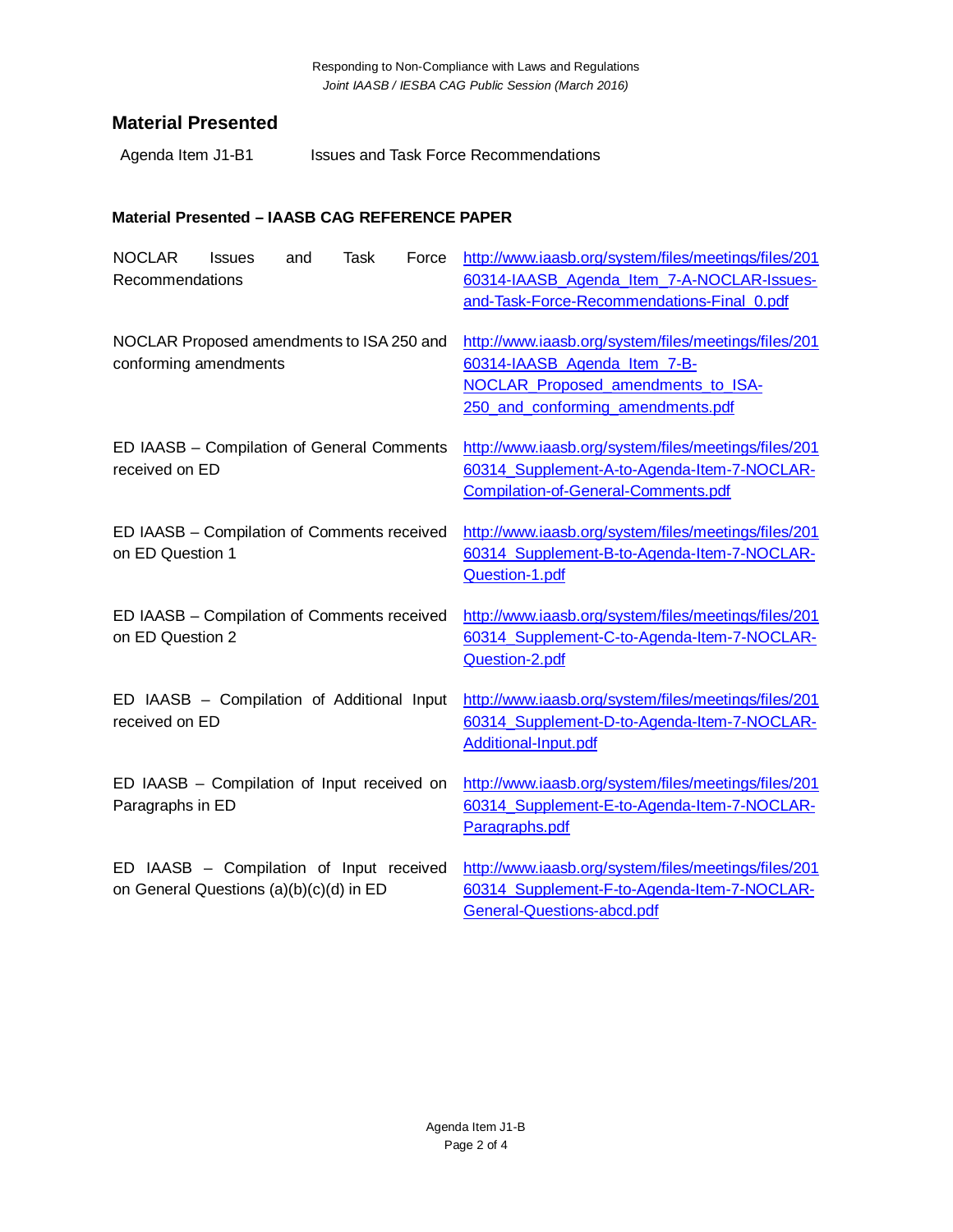## Material Presented

| Agenda Item J1-B1 | Issues and Task Force Recommendations |
|---|---|

### Material Presented – IAASB CAG REFERENCE PAPER

| | |
|---|---|
| NOCLAR Issues and Task Force Recommendations | http://www.iaasb.org/system/files/meetings/files/20160314-IAASB_Agenda_Item_7-A-NOCLAR-Issues-and-Task-Force-Recommendations-Final_0.pdf |
| NOCLAR Proposed amendments to ISA 250 and conforming amendments | http://www.iaasb.org/system/files/meetings/files/20160314-IAASB_Agenda_Item_7-B-NOCLAR_Proposed_amendments_to_ISA-250_and_conforming_amendments.pdf |
| ED IAASB – Compilation of General Comments received on ED | http://www.iaasb.org/system/files/meetings/files/20160314_Supplement-A-to-Agenda-Item-7-NOCLAR-Compilation-of-General-Comments.pdf |
| ED IAASB – Compilation of Comments received on ED Question 1 | http://www.iaasb.org/system/files/meetings/files/20160314_Supplement-B-to-Agenda-Item-7-NOCLAR-Question-1.pdf |
| ED IAASB – Compilation of Comments received on ED Question 2 | http://www.iaasb.org/system/files/meetings/files/20160314_Supplement-C-to-Agenda-Item-7-NOCLAR-Question-2.pdf |
| ED IAASB – Compilation of Additional Input received on ED | http://www.iaasb.org/system/files/meetings/files/20160314_Supplement-D-to-Agenda-Item-7-NOCLAR-Additional-Input.pdf |
| ED IAASB – Compilation of Input received on Paragraphs in ED | http://www.iaasb.org/system/files/meetings/files/20160314_Supplement-E-to-Agenda-Item-7-NOCLAR-Paragraphs.pdf |
| ED IAASB – Compilation of Input received on General Questions (a)(b)(c)(d) in ED | http://www.iaasb.org/system/files/meetings/files/20160314_Supplement-F-to-Agenda-Item-7-NOCLAR-General-Questions-abcd.pdf |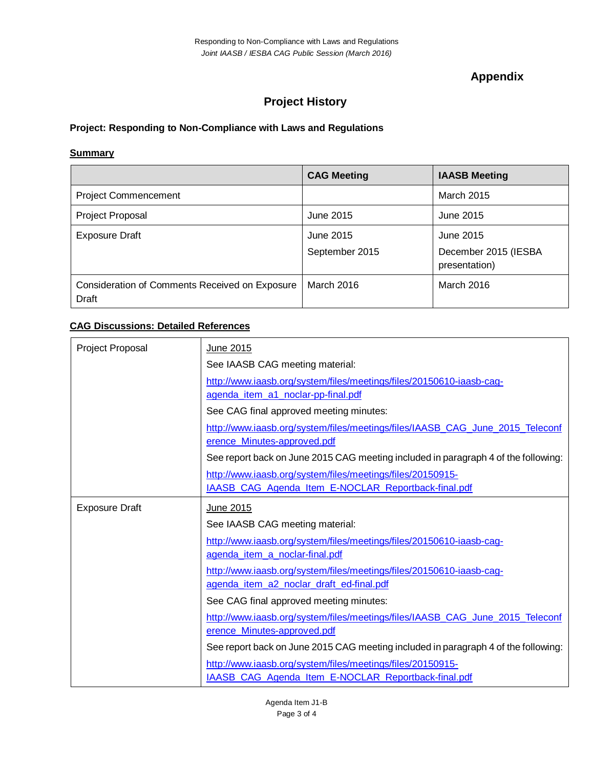## Appendix

# Project History

**Project: Responding to Non-Compliance with Laws and Regulations**

**Summary**

| | CAG Meeting | IAASB Meeting |
|---|---|---|
| Project Commencement | | March 2015 |
| Project Proposal | June 2015 | June 2015 |
| Exposure Draft | June 2015<br>September 2015 | June 2015<br>December 2015 (IESBA presentation) |
| Consideration of Comments Received on Exposure Draft | March 2016 | March 2016 |

**CAG Discussions: Detailed References**

| | |
|---|---|
| Project Proposal | June 2015<br>See IAASB CAG meeting material:<br>http://www.iaasb.org/system/files/meetings/files/20150610-iaasb-cag-agenda_item_a1_noclar-pp-final.pdf<br>See CAG final approved meeting minutes:<br>http://www.iaasb.org/system/files/meetings/files/IAASB_CAG_June_2015_Teleconference_Minutes-approved.pdf<br>See report back on June 2015 CAG meeting included in paragraph 4 of the following:<br>http://www.iaasb.org/system/files/meetings/files/20150915-IAASB_CAG_Agenda_Item_E-NOCLAR_Reportback-final.pdf |
| Exposure Draft | June 2015<br>See IAASB CAG meeting material:<br>http://www.iaasb.org/system/files/meetings/files/20150610-iaasb-cag-agenda_item_a_noclar-final.pdf<br>http://www.iaasb.org/system/files/meetings/files/20150610-iaasb-cag-agenda_item_a2_noclar_draft_ed-final.pdf<br>See CAG final approved meeting minutes:<br>http://www.iaasb.org/system/files/meetings/files/IAASB_CAG_June_2015_Teleconference_Minutes-approved.pdf<br>See report back on June 2015 CAG meeting included in paragraph 4 of the following:<br>http://www.iaasb.org/system/files/meetings/files/20150915-IAASB_CAG_Agenda_Item_E-NOCLAR_Reportback-final.pdf |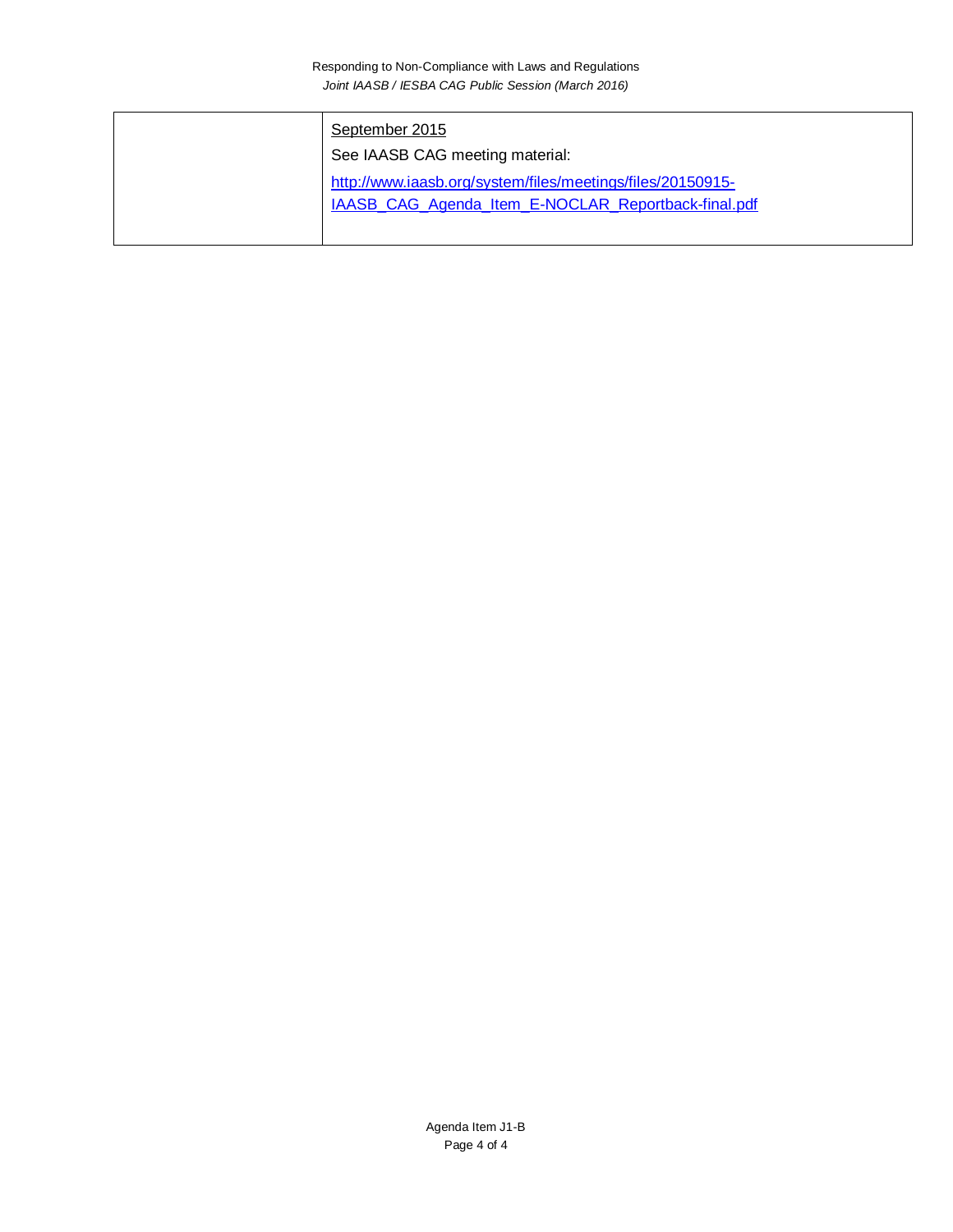| | |
|---|---|
| | <u>September 2015</u><br>See IAASB CAG meeting material:<br>http://www.iaasb.org/system/files/meetings/files/20150915-IAASB_CAG_Agenda_Item_E-NOCLAR_Reportback-final.pdf |